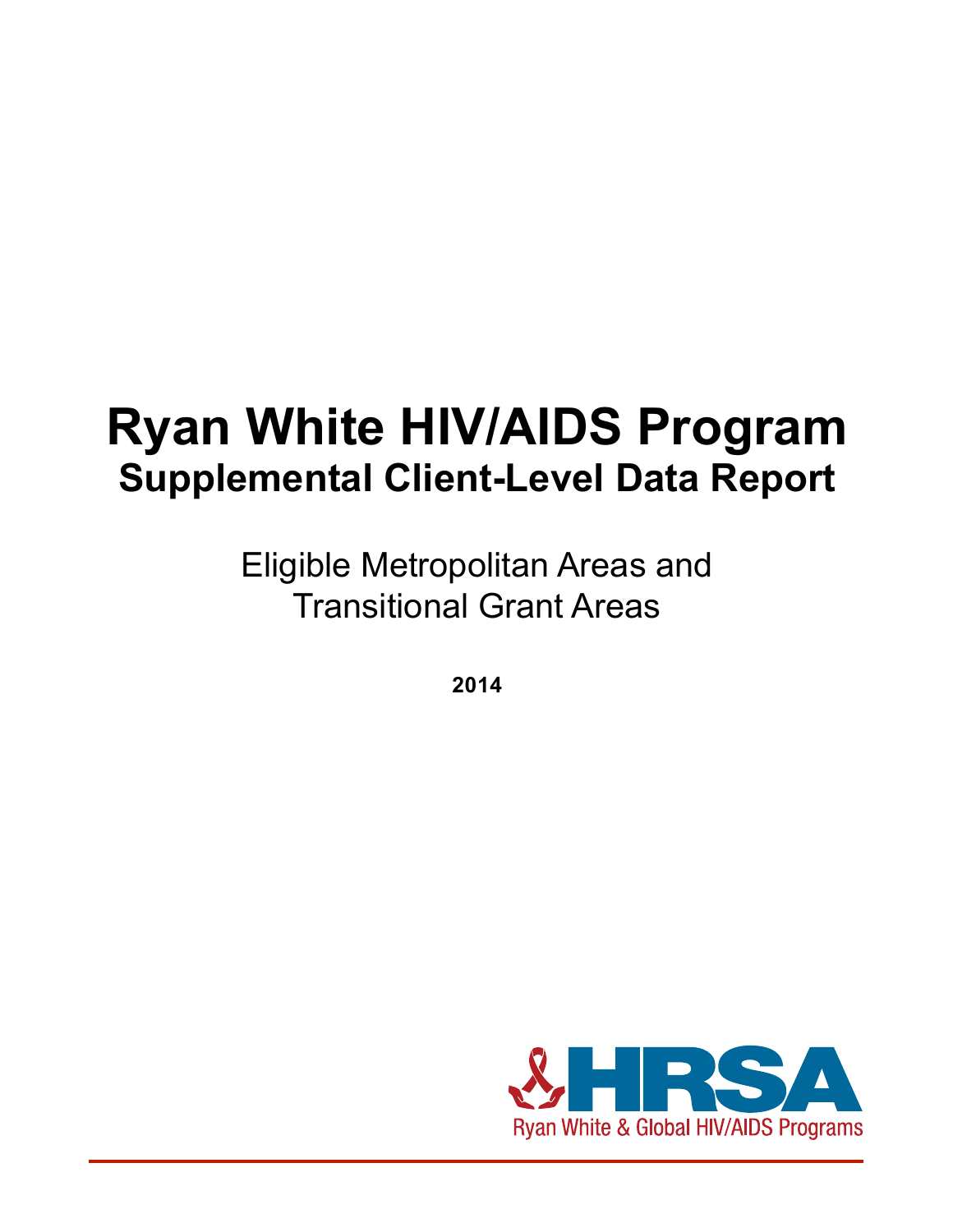# Ryan White HIV/AIDS Program

## Supplemental Client-Level Data Report

Eligible Metropolitan Areas and Transitional Grant Areas

**2014**

HRSA

Ryan White & Global HIV/AIDS Programs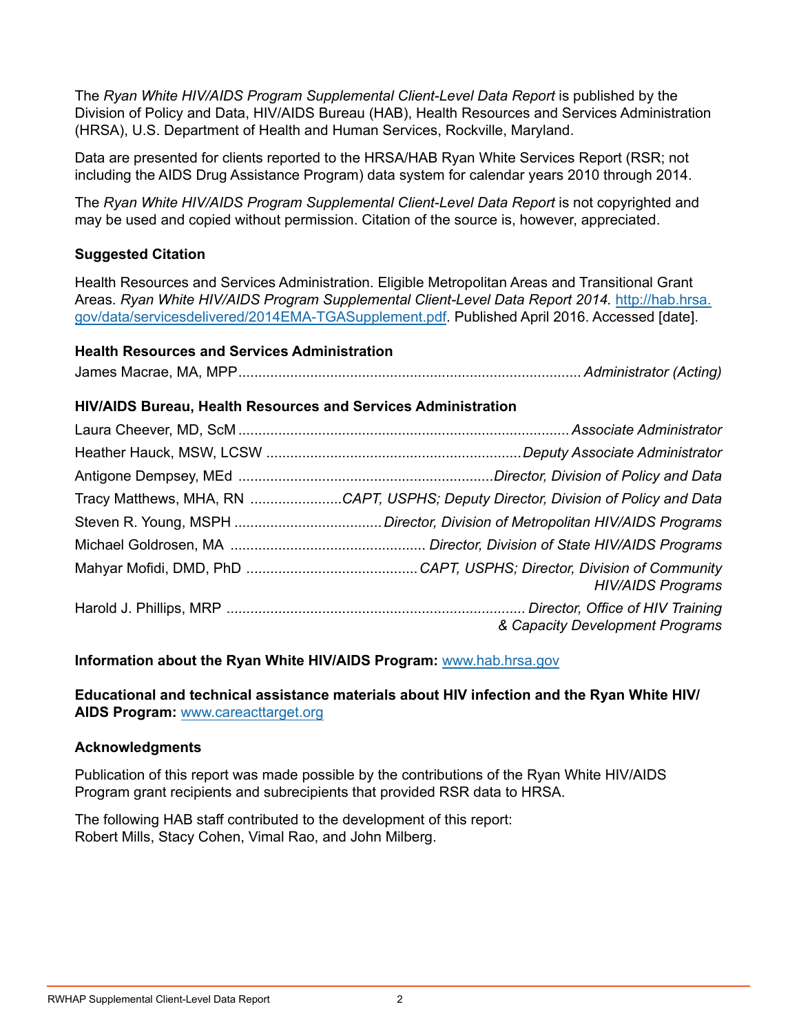The *Ryan White HIV/AIDS Program Supplemental Client-Level Data Report* is published by the Division of Policy and Data, HIV/AIDS Bureau (HAB), Health Resources and Services Administration (HRSA), U.S. Department of Health and Human Services, Rockville, Maryland.

Data are presented for clients reported to the HRSA/HAB Ryan White Services Report (RSR; not including the AIDS Drug Assistance Program) data system for calendar years 2010 through 2014.

The *Ryan White HIV/AIDS Program Supplemental Client-Level Data Report* is not copyrighted and may be used and copied without permission. Citation of the source is, however, appreciated.

**Suggested Citation**

Health Resources and Services Administration. Eligible Metropolitan Areas and Transitional Grant Areas. *Ryan White HIV/AIDS Program Supplemental Client-Level Data Report 2014.* [http://hab.hrsa.gov/data/servicesdelivered/2014EMA-TGASupplement.pdf](http://hab.hrsa.gov/data/servicesdelivered/2014EMA-TGASupplement.pdf). Published April 2016. Accessed [date].

**Health Resources and Services Administration**

James Macrae, MA, MPP ........................................ *Administrator (Acting)*

**HIV/AIDS Bureau, Health Resources and Services Administration**

Laura Cheever, MD, ScM ........................................ *Associate Administrator*

Heather Hauck, MSW, LCSW ........................................ *Deputy Associate Administrator*

Antigone Dempsey, MEd ........................................ *Director, Division of Policy and Data*

Tracy Matthews, MHA, RN ........................................ *CAPT, USPHS; Deputy Director, Division of Policy and Data*

Steven R. Young, MSPH ........................................ *Director, Division of Metropolitan HIV/AIDS Programs*

Michael Goldrosen, MA ........................................ *Director, Division of State HIV/AIDS Programs*

Mahyar Mofidi, DMD, PhD ........................................ *CAPT, USPHS; Director, Division of Community HIV/AIDS Programs*

Harold J. Phillips, MRP ........................................ *Director, Office of HIV Training & Capacity Development Programs*

**Information about the Ryan White HIV/AIDS Program:** [www.hab.hrsa.gov](http://www.hab.hrsa.gov)

**Educational and technical assistance materials about HIV infection and the Ryan White HIV/AIDS Program:** [www.careacttarget.org](http://www.careacttarget.org)

**Acknowledgments**

Publication of this report was made possible by the contributions of the Ryan White HIV/AIDS Program grant recipients and subrecipients that provided RSR data to HRSA.

The following HAB staff contributed to the development of this report:
Robert Mills, Stacy Cohen, Vimal Rao, and John Milberg.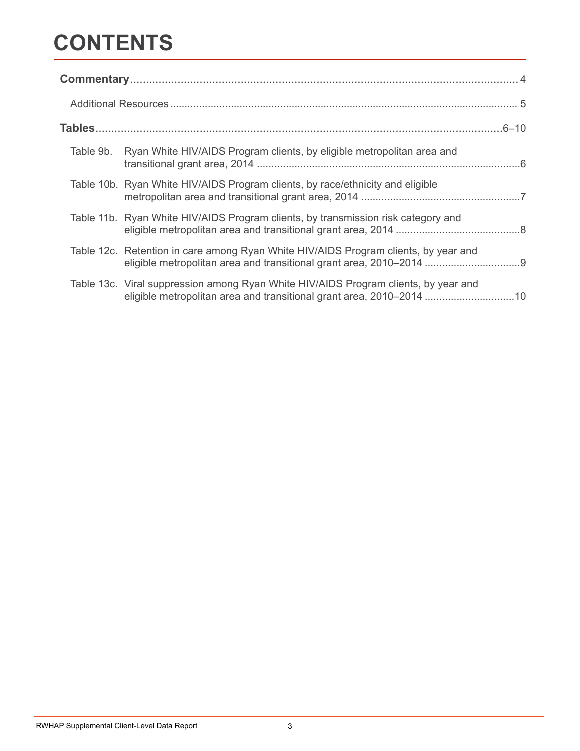# CONTENTS

**Commentary** .......... 4

Additional Resources .......... 5

**Tables** .......... 6–10

Table 9b. Ryan White HIV/AIDS Program clients, by eligible metropolitan area and transitional grant area, 2014 .......... 6

Table 10b. Ryan White HIV/AIDS Program clients, by race/ethnicity and eligible metropolitan area and transitional grant area, 2014 .......... 7

Table 11b. Ryan White HIV/AIDS Program clients, by transmission risk category and eligible metropolitan area and transitional grant area, 2014 .......... 8

Table 12c. Retention in care among Ryan White HIV/AIDS Program clients, by year and eligible metropolitan area and transitional grant area, 2010–2014 .......... 9

Table 13c. Viral suppression among Ryan White HIV/AIDS Program clients, by year and eligible metropolitan area and transitional grant area, 2010–2014 .......... 10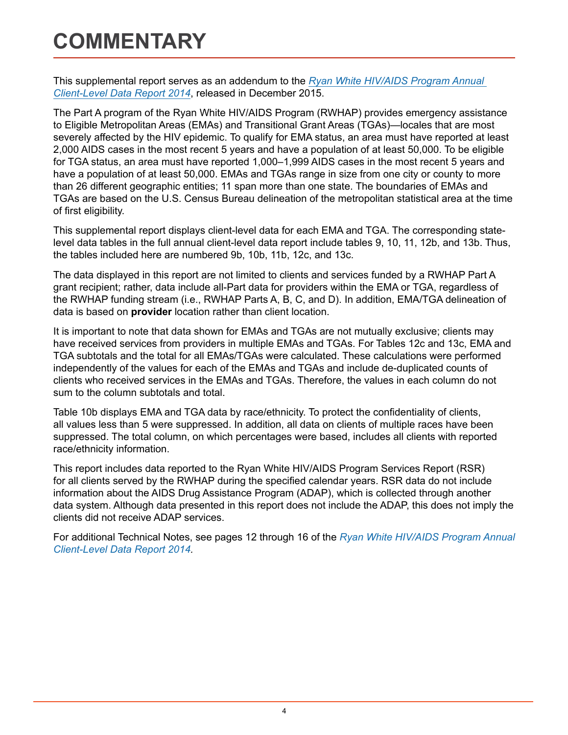# COMMENTARY

This supplemental report serves as an addendum to the *Ryan White HIV/AIDS Program Annual Client-Level Data Report 2014*, released in December 2015.

The Part A program of the Ryan White HIV/AIDS Program (RWHAP) provides emergency assistance to Eligible Metropolitan Areas (EMAs) and Transitional Grant Areas (TGAs)—locales that are most severely affected by the HIV epidemic. To qualify for EMA status, an area must have reported at least 2,000 AIDS cases in the most recent 5 years and have a population of at least 50,000. To be eligible for TGA status, an area must have reported 1,000–1,999 AIDS cases in the most recent 5 years and have a population of at least 50,000. EMAs and TGAs range in size from one city or county to more than 26 different geographic entities; 11 span more than one state. The boundaries of EMAs and TGAs are based on the U.S. Census Bureau delineation of the metropolitan statistical area at the time of first eligibility.

This supplemental report displays client-level data for each EMA and TGA. The corresponding state-level data tables in the full annual client-level data report include tables 9, 10, 11, 12b, and 13b. Thus, the tables included here are numbered 9b, 10b, 11b, 12c, and 13c.

The data displayed in this report are not limited to clients and services funded by a RWHAP Part A grant recipient; rather, data include all-Part data for providers within the EMA or TGA, regardless of the RWHAP funding stream (i.e., RWHAP Parts A, B, C, and D). In addition, EMA/TGA delineation of data is based on **provider** location rather than client location.

It is important to note that data shown for EMAs and TGAs are not mutually exclusive; clients may have received services from providers in multiple EMAs and TGAs. For Tables 12c and 13c, EMA and TGA subtotals and the total for all EMAs/TGAs were calculated. These calculations were performed independently of the values for each of the EMAs and TGAs and include de-duplicated counts of clients who received services in the EMAs and TGAs. Therefore, the values in each column do not sum to the column subtotals and total.

Table 10b displays EMA and TGA data by race/ethnicity. To protect the confidentiality of clients, all values less than 5 were suppressed. In addition, all data on clients of multiple races have been suppressed. The total column, on which percentages were based, includes all clients with reported race/ethnicity information.

This report includes data reported to the Ryan White HIV/AIDS Program Services Report (RSR) for all clients served by the RWHAP during the specified calendar years. RSR data do not include information about the AIDS Drug Assistance Program (ADAP), which is collected through another data system. Although data presented in this report does not include the ADAP, this does not imply the clients did not receive ADAP services.

For additional Technical Notes, see pages 12 through 16 of the *Ryan White HIV/AIDS Program Annual Client-Level Data Report 2014.*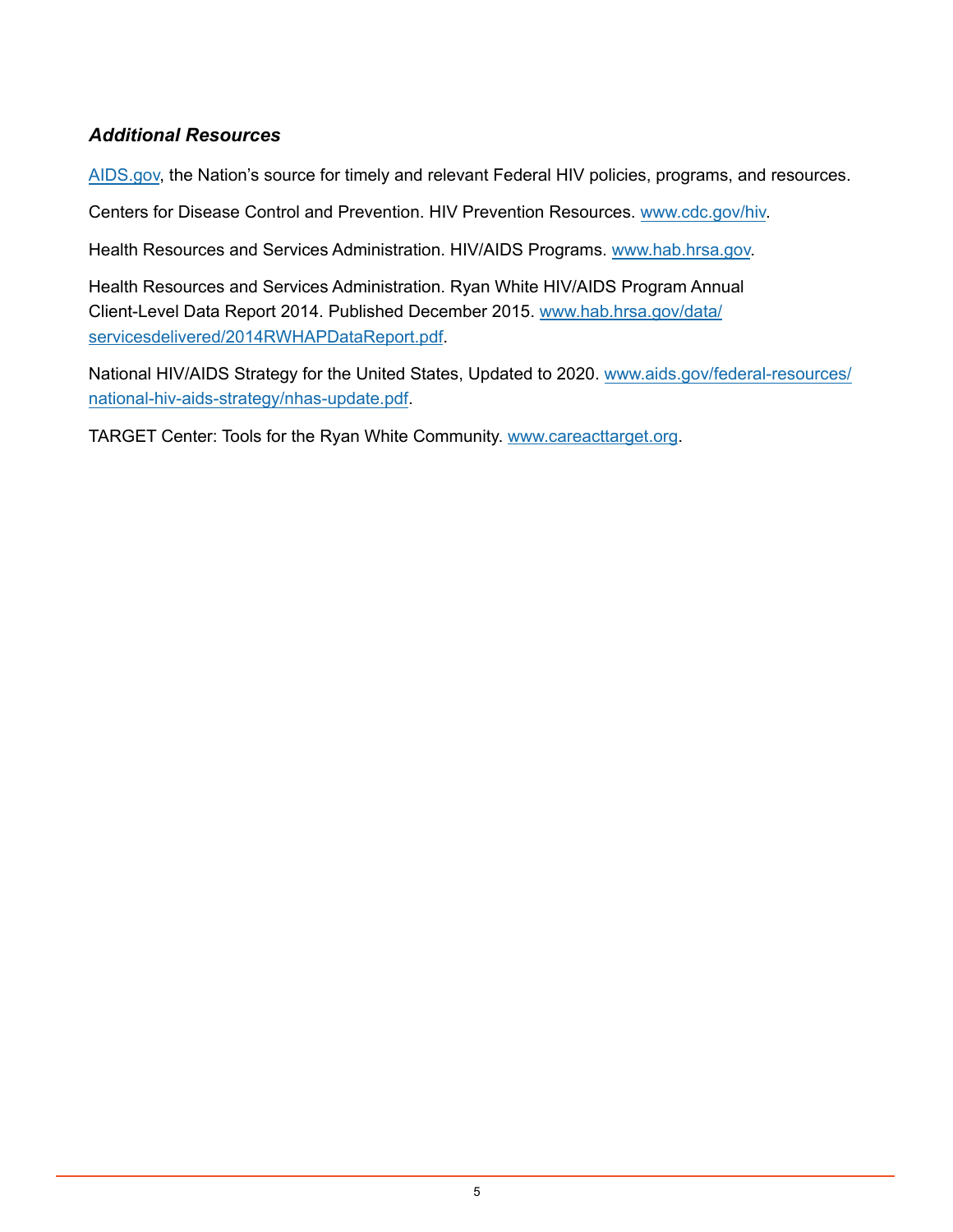### *Additional Resources*

AIDS.gov, the Nation's source for timely and relevant Federal HIV policies, programs, and resources.

Centers for Disease Control and Prevention. HIV Prevention Resources. www.cdc.gov/hiv.

Health Resources and Services Administration. HIV/AIDS Programs. www.hab.hrsa.gov.

Health Resources and Services Administration. Ryan White HIV/AIDS Program Annual Client-Level Data Report 2014. Published December 2015. www.hab.hrsa.gov/data/servicesdelivered/2014RWHAPDataReport.pdf.

National HIV/AIDS Strategy for the United States, Updated to 2020. www.aids.gov/federal-resources/national-hiv-aids-strategy/nhas-update.pdf.

TARGET Center: Tools for the Ryan White Community. www.careacttarget.org.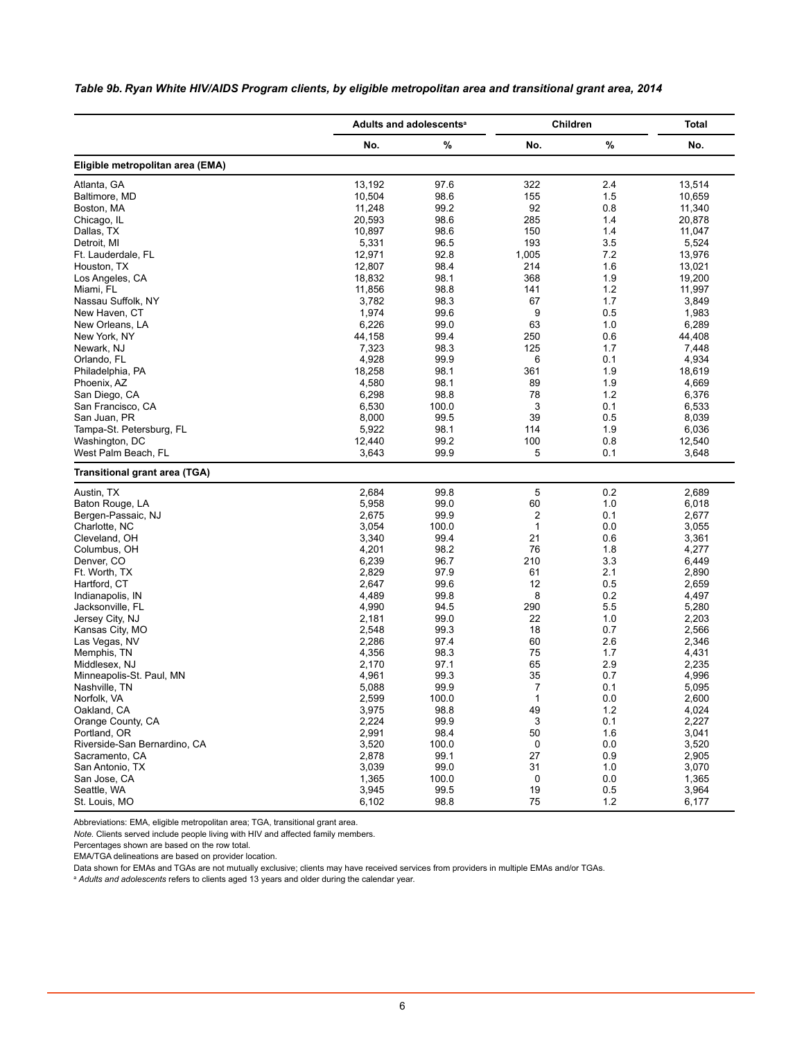*Table 9b. Ryan White HIV/AIDS Program clients, by eligible metropolitan area and transitional grant area, 2014*

| | Adults and adolescents[a] | | Children | | Total |
|---|---|---|---|---|---|
| | No. | % | No. | % | No. |
| **Eligible metropolitan area (EMA)** | | | | | |
| Atlanta, GA | 13,192 | 97.6 | 322 | 2.4 | 13,514 |
| Baltimore, MD | 10,504 | 98.6 | 155 | 1.5 | 10,659 |
| Boston, MA | 11,248 | 99.2 | 92 | 0.8 | 11,340 |
| Chicago, IL | 20,593 | 98.6 | 285 | 1.4 | 20,878 |
| Dallas, TX | 10,897 | 98.6 | 150 | 1.4 | 11,047 |
| Detroit, MI | 5,331 | 96.5 | 193 | 3.5 | 5,524 |
| Ft. Lauderdale, FL | 12,971 | 92.8 | 1,005 | 7.2 | 13,976 |
| Houston, TX | 12,807 | 98.4 | 214 | 1.6 | 13,021 |
| Los Angeles, CA | 18,832 | 98.1 | 368 | 1.9 | 19,200 |
| Miami, FL | 11,856 | 98.8 | 141 | 1.2 | 11,997 |
| Nassau Suffolk, NY | 3,782 | 98.3 | 67 | 1.7 | 3,849 |
| New Haven, CT | 1,974 | 99.6 | 9 | 0.5 | 1,983 |
| New Orleans, LA | 6,226 | 99.0 | 63 | 1.0 | 6,289 |
| New York, NY | 44,158 | 99.4 | 250 | 0.6 | 44,408 |
| Newark, NJ | 7,323 | 98.3 | 125 | 1.7 | 7,448 |
| Orlando, FL | 4,928 | 99.9 | 6 | 0.1 | 4,934 |
| Philadelphia, PA | 18,258 | 98.1 | 361 | 1.9 | 18,619 |
| Phoenix, AZ | 4,580 | 98.1 | 89 | 1.9 | 4,669 |
| San Diego, CA | 6,298 | 98.8 | 78 | 1.2 | 6,376 |
| San Francisco, CA | 6,530 | 100.0 | 3 | 0.1 | 6,533 |
| San Juan, PR | 8,000 | 99.5 | 39 | 0.5 | 8,039 |
| Tampa-St. Petersburg, FL | 5,922 | 98.1 | 114 | 1.9 | 6,036 |
| Washington, DC | 12,440 | 99.2 | 100 | 0.8 | 12,540 |
| West Palm Beach, FL | 3,643 | 99.9 | 5 | 0.1 | 3,648 |
| **Transitional grant area (TGA)** | | | | | |
| Austin, TX | 2,684 | 99.8 | 5 | 0.2 | 2,689 |
| Baton Rouge, LA | 5,958 | 99.0 | 60 | 1.0 | 6,018 |
| Bergen-Passaic, NJ | 2,675 | 99.9 | 2 | 0.1 | 2,677 |
| Charlotte, NC | 3,054 | 100.0 | 1 | 0.0 | 3,055 |
| Cleveland, OH | 3,340 | 99.4 | 21 | 0.6 | 3,361 |
| Columbus, OH | 4,201 | 98.2 | 76 | 1.8 | 4,277 |
| Denver, CO | 6,239 | 96.7 | 210 | 3.3 | 6,449 |
| Ft. Worth, TX | 2,829 | 97.9 | 61 | 2.1 | 2,890 |
| Hartford, CT | 2,647 | 99.6 | 12 | 0.5 | 2,659 |
| Indianapolis, IN | 4,489 | 99.8 | 8 | 0.2 | 4,497 |
| Jacksonville, FL | 4,990 | 94.5 | 290 | 5.5 | 5,280 |
| Jersey City, NJ | 2,181 | 99.0 | 22 | 1.0 | 2,203 |
| Kansas City, MO | 2,548 | 99.3 | 18 | 0.7 | 2,566 |
| Las Vegas, NV | 2,286 | 97.4 | 60 | 2.6 | 2,346 |
| Memphis, TN | 4,356 | 98.3 | 75 | 1.7 | 4,431 |
| Middlesex, NJ | 2,170 | 97.1 | 65 | 2.9 | 2,235 |
| Minneapolis-St. Paul, MN | 4,961 | 99.3 | 35 | 0.7 | 4,996 |
| Nashville, TN | 5,088 | 99.9 | 7 | 0.1 | 5,095 |
| Norfolk, VA | 2,599 | 100.0 | 1 | 0.0 | 2,600 |
| Oakland, CA | 3,975 | 98.8 | 49 | 1.2 | 4,024 |
| Orange County, CA | 2,224 | 99.9 | 3 | 0.1 | 2,227 |
| Portland, OR | 2,991 | 98.4 | 50 | 1.6 | 3,041 |
| Riverside-San Bernardino, CA | 3,520 | 100.0 | 0 | 0.0 | 3,520 |
| Sacramento, CA | 2,878 | 99.1 | 27 | 0.9 | 2,905 |
| San Antonio, TX | 3,039 | 99.0 | 31 | 1.0 | 3,070 |
| San Jose, CA | 1,365 | 100.0 | 0 | 0.0 | 1,365 |
| Seattle, WA | 3,945 | 99.5 | 19 | 0.5 | 3,964 |
| St. Louis, MO | 6,102 | 98.8 | 75 | 1.2 | 6,177 |

Abbreviations: EMA, eligible metropolitan area; TGA, transitional grant area.

*Note.* Clients served include people living with HIV and affected family members.

Percentages shown are based on the row total.

EMA/TGA delineations are based on provider location.

Data shown for EMAs and TGAs are not mutually exclusive; clients may have received services from providers in multiple EMAs and/or TGAs.

[a] *Adults and adolescents* refers to clients aged 13 years and older during the calendar year.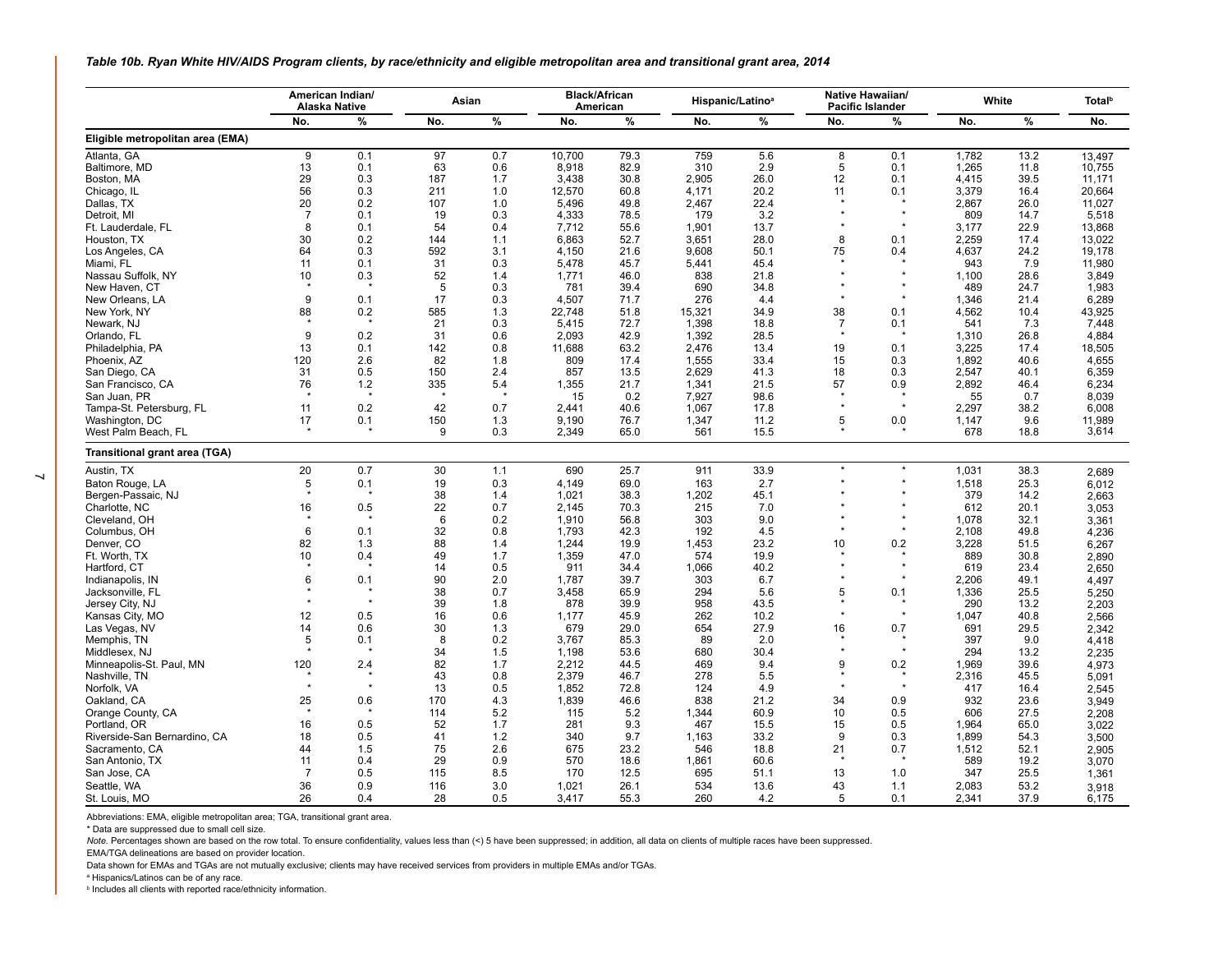*Table 10b. Ryan White HIV/AIDS Program clients, by race/ethnicity and eligible metropolitan area and transitional grant area, 2014*

| | American Indian/ Alaska Native | | Asian | | Black/African American | | Hispanic/Latino[a] | | Native Hawaiian/ Pacific Islander | | White | | Total[b] |
|---|---|---|---|---|---|---|---|---|---|---|---|---|---|
| | No. | % | No. | % | No. | % | No. | % | No. | % | No. | % | No. |
| **Eligible metropolitan area (EMA)** | | | | | | | | | | | | | |
| Atlanta, GA | 9 | 0.1 | 97 | 0.7 | 10,700 | 79.3 | 759 | 5.6 | 8 | 0.1 | 1,782 | 13.2 | 13,497 |
| Baltimore, MD | 13 | 0.1 | 63 | 0.6 | 8,918 | 82.9 | 310 | 2.9 | 5 | 0.1 | 1,265 | 11.8 | 10,755 |
| Boston, MA | 29 | 0.3 | 187 | 1.7 | 3,438 | 30.8 | 2,905 | 26.0 | 12 | 0.1 | 4,415 | 39.5 | 11,171 |
| Chicago, IL | 56 | 0.3 | 211 | 1.0 | 12,570 | 60.8 | 4,171 | 20.2 | 11 | 0.1 | 3,379 | 16.4 | 20,664 |
| Dallas, TX | 20 | 0.2 | 107 | 1.0 | 5,496 | 49.8 | 2,467 | 22.4 | * | * | 2,867 | 26.0 | 11,027 |
| Detroit, MI | 7 | 0.1 | 19 | 0.3 | 4,333 | 78.5 | 179 | 3.2 | * | * | 809 | 14.7 | 5,518 |
| Ft. Lauderdale, FL | 8 | 0.1 | 54 | 0.4 | 7,712 | 55.6 | 1,901 | 13.7 | * | * | 3,177 | 22.9 | 13,868 |
| Houston, TX | 30 | 0.2 | 144 | 1.1 | 6,863 | 52.7 | 3,651 | 28.0 | 8 | 0.1 | 2,259 | 17.4 | 13,022 |
| Los Angeles, CA | 64 | 0.3 | 592 | 3.1 | 4,150 | 21.6 | 9,608 | 50.1 | 75 | 0.4 | 4,637 | 24.2 | 19,178 |
| Miami, FL | 11 | 0.1 | 31 | 0.3 | 5,478 | 45.7 | 5,441 | 45.4 | * | * | 943 | 7.9 | 11,980 |
| Nassau Suffolk, NY | 10 | 0.3 | 52 | 1.4 | 1,771 | 46.0 | 838 | 21.8 | * | * | 1,100 | 28.6 | 3,849 |
| New Haven, CT | * | * | 5 | 0.3 | 781 | 39.4 | 690 | 34.8 | * | * | 489 | 24.7 | 1,983 |
| New Orleans, LA | 9 | 0.1 | 17 | 0.3 | 4,507 | 71.7 | 276 | 4.4 | * | * | 1,346 | 21.4 | 6,289 |
| New York, NY | 88 | 0.2 | 585 | 1.3 | 22,748 | 51.8 | 15,321 | 34.9 | 38 | 0.1 | 4,562 | 10.4 | 43,925 |
| Newark, NJ | * | * | 21 | 0.3 | 5,415 | 72.7 | 1,398 | 18.8 | 7 | 0.1 | 541 | 7.3 | 7,448 |
| Orlando, FL | 9 | 0.2 | 31 | 0.6 | 2,093 | 42.9 | 1,392 | 28.5 | * | * | 1,310 | 26.8 | 4,884 |
| Philadelphia, PA | 13 | 0.1 | 142 | 0.8 | 11,688 | 63.2 | 2,476 | 13.4 | 19 | 0.1 | 3,225 | 17.4 | 18,505 |
| Phoenix, AZ | 120 | 2.6 | 82 | 1.8 | 809 | 17.4 | 1,555 | 33.4 | 15 | 0.3 | 1,892 | 40.6 | 4,655 |
| San Diego, CA | 31 | 0.5 | 150 | 2.4 | 857 | 13.5 | 2,629 | 41.3 | 18 | 0.3 | 2,547 | 40.1 | 6,359 |
| San Francisco, CA | 76 | 1.2 | 335 | 5.4 | 1,355 | 21.7 | 1,341 | 21.5 | 57 | 0.9 | 2,892 | 46.4 | 6,234 |
| San Juan, PR | * | * | * | * | 15 | 0.2 | 7,927 | 98.6 | * | * | 55 | 0.7 | 8,039 |
| Tampa-St. Petersburg, FL | 11 | 0.2 | 42 | 0.7 | 2,441 | 40.6 | 1,067 | 17.8 | * | * | 2,297 | 38.2 | 6,008 |
| Washington, DC | 17 | 0.1 | 150 | 1.3 | 9,190 | 76.7 | 1,347 | 11.2 | 5 | 0.0 | 1,147 | 9.6 | 11,989 |
| West Palm Beach, FL | * | * | 9 | 0.3 | 2,349 | 65.0 | 561 | 15.5 | * | * | 678 | 18.8 | 3,614 |
| **Transitional grant area (TGA)** | | | | | | | | | | | | | |
| Austin, TX | 20 | 0.7 | 30 | 1.1 | 690 | 25.7 | 911 | 33.9 | * | * | 1,031 | 38.3 | 2,689 |
| Baton Rouge, LA | 5 | 0.1 | 19 | 0.3 | 4,149 | 69.0 | 163 | 2.7 | * | * | 1,518 | 25.3 | 6,012 |
| Bergen-Passaic, NJ | * | * | 38 | 1.4 | 1,021 | 38.3 | 1,202 | 45.1 | * | * | 379 | 14.2 | 2,663 |
| Charlotte, NC | 16 | 0.5 | 22 | 0.7 | 2,145 | 70.3 | 215 | 7.0 | * | * | 612 | 20.1 | 3,053 |
| Cleveland, OH | * | * | 6 | 0.2 | 1,910 | 56.8 | 303 | 9.0 | * | * | 1,078 | 32.1 | 3,361 |
| Columbus, OH | 6 | 0.1 | 32 | 0.8 | 1,793 | 42.3 | 192 | 4.5 | * | * | 2,108 | 49.8 | 4,236 |
| Denver, CO | 82 | 1.3 | 88 | 1.4 | 1,244 | 19.9 | 1,453 | 23.2 | 10 | 0.2 | 3,228 | 51.5 | 6,267 |
| Ft. Worth, TX | 10 | 0.4 | 49 | 1.7 | 1,359 | 47.0 | 574 | 19.9 | * | * | 889 | 30.8 | 2,890 |
| Hartford, CT | * | * | 14 | 0.5 | 911 | 34.4 | 1,066 | 40.2 | * | * | 619 | 23.4 | 2,650 |
| Indianapolis, IN | 6 | 0.1 | 90 | 2.0 | 1,787 | 39.7 | 303 | 6.7 | * | * | 2,206 | 49.1 | 4,497 |
| Jacksonville, FL | * | * | 38 | 0.7 | 3,458 | 65.9 | 294 | 5.6 | 5 | 0.1 | 1,336 | 25.5 | 5,250 |
| Jersey City, NJ | * | * | 39 | 1.8 | 878 | 39.9 | 958 | 43.5 | * | * | 290 | 13.2 | 2,203 |
| Kansas City, MO | 12 | 0.5 | 16 | 0.6 | 1,177 | 45.9 | 262 | 10.2 | * | * | 1,047 | 40.8 | 2,566 |
| Las Vegas, NV | 14 | 0.6 | 30 | 1.3 | 679 | 29.0 | 654 | 27.9 | 16 | 0.7 | 691 | 29.5 | 2,342 |
| Memphis, TN | 5 | 0.1 | 8 | 0.2 | 3,767 | 85.3 | 89 | 2.0 | * | * | 397 | 9.0 | 4,418 |
| Middlesex, NJ | * | * | 34 | 1.5 | 1,198 | 53.6 | 680 | 30.4 | * | * | 294 | 13.2 | 2,235 |
| Minneapolis-St. Paul, MN | 120 | 2.4 | 82 | 1.7 | 2,212 | 44.5 | 469 | 9.4 | 9 | 0.2 | 1,969 | 39.6 | 4,973 |
| Nashville, TN | * | * | 43 | 0.8 | 2,379 | 46.7 | 278 | 5.5 | * | * | 2,316 | 45.5 | 5,091 |
| Norfolk, VA | * | * | 13 | 0.5 | 1,852 | 72.8 | 124 | 4.9 | * | * | 417 | 16.4 | 2,545 |
| Oakland, CA | 25 | 0.6 | 170 | 4.3 | 1,839 | 46.6 | 838 | 21.2 | 34 | 0.9 | 932 | 23.6 | 3,949 |
| Orange County, CA | * | * | 114 | 5.2 | 115 | 5.2 | 1,344 | 60.9 | 10 | 0.5 | 606 | 27.5 | 2,208 |
| Portland, OR | 16 | 0.5 | 52 | 1.7 | 281 | 9.3 | 467 | 15.5 | 15 | 0.5 | 1,964 | 65.0 | 3,022 |
| Riverside-San Bernardino, CA | 18 | 0.5 | 41 | 1.2 | 340 | 9.7 | 1,163 | 33.2 | 9 | 0.3 | 1,899 | 54.3 | 3,500 |
| Sacramento, CA | 44 | 1.5 | 75 | 2.6 | 675 | 23.2 | 546 | 18.8 | 21 | 0.7 | 1,512 | 52.1 | 2,905 |
| San Antonio, TX | 11 | 0.4 | 29 | 0.9 | 570 | 18.6 | 1,861 | 60.6 | * | * | 589 | 19.2 | 3,070 |
| San Jose, CA | 7 | 0.5 | 115 | 8.5 | 170 | 12.5 | 695 | 51.1 | 13 | 1.0 | 347 | 25.5 | 1,361 |
| Seattle, WA | 36 | 0.9 | 116 | 3.0 | 1,021 | 26.1 | 534 | 13.6 | 43 | 1.1 | 2,083 | 53.2 | 3,918 |
| St. Louis, MO | 26 | 0.4 | 28 | 0.5 | 3,417 | 55.3 | 260 | 4.2 | 5 | 0.1 | 2,341 | 37.9 | 6,175 |

Abbreviations: EMA, eligible metropolitan area; TGA, transitional grant area.

* Data are suppressed due to small cell size.

*Note.* Percentages shown are based on the row total. To ensure confidentiality, values less than (<) 5 have been suppressed; in addition, all data on clients of multiple races have been suppressed.

EMA/TGA delineations are based on provider location.

Data shown for EMAs and TGAs are not mutually exclusive; clients may have received services from providers in multiple EMAs and/or TGAs.

[a] Hispanics/Latinos can be of any race.

[b] Includes all clients with reported race/ethnicity information.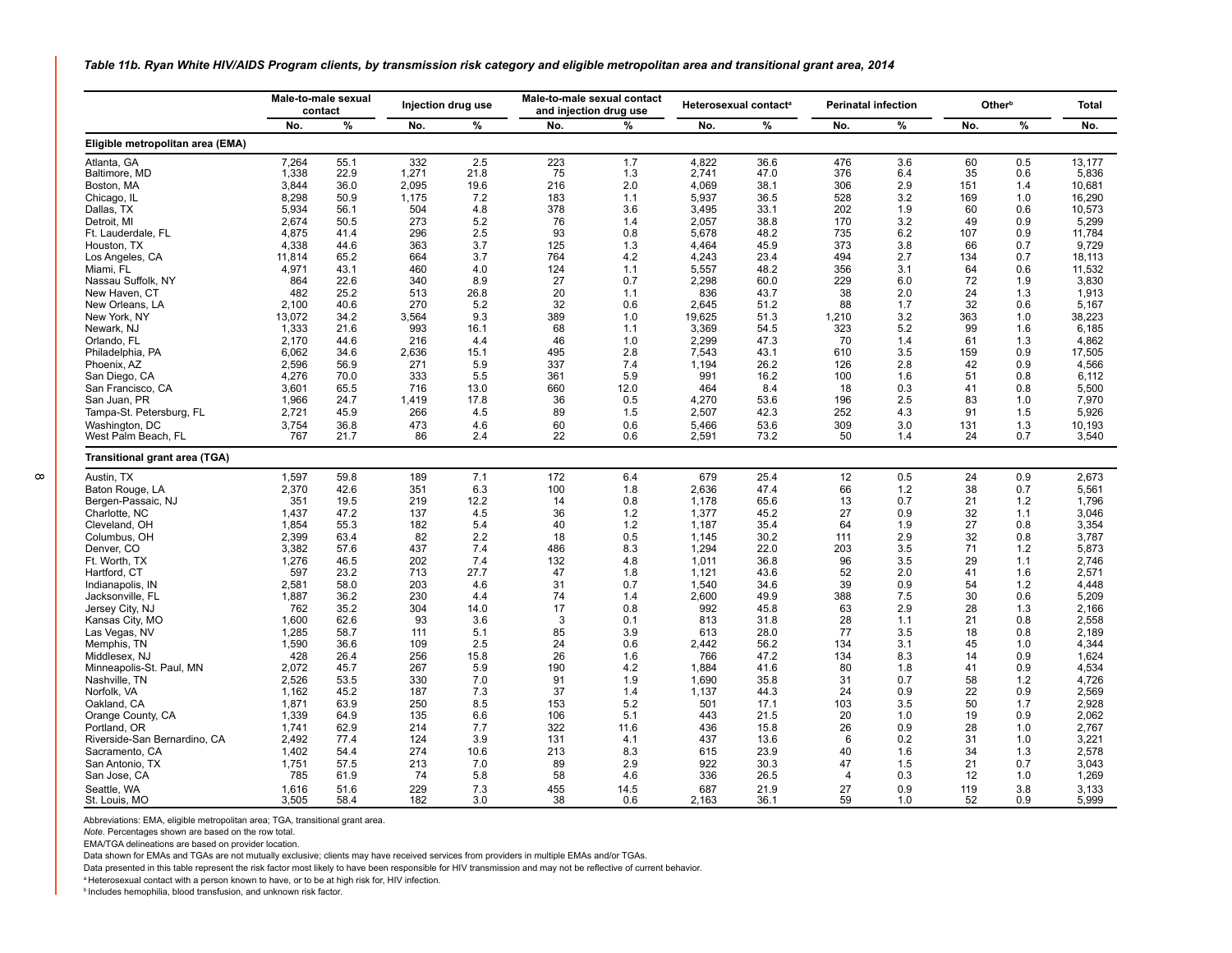*Table 11b. Ryan White HIV/AIDS Program clients, by transmission risk category and eligible metropolitan area and transitional grant area, 2014*

| | Male-to-male sexual contact | | Injection drug use | | Male-to-male sexual contact and injection drug use | | Heterosexual contact[a] | | Perinatal infection | | Other[b] | | Total |
|---|---|---|---|---|---|---|---|---|---|---|---|---|---|
| | No. | % | No. | % | No. | % | No. | % | No. | % | No. | % | No. |
| **Eligible metropolitan area (EMA)** | | | | | | | | | | | | | |
| Atlanta, GA | 7,264 | 55.1 | 332 | 2.5 | 223 | 1.7 | 4,822 | 36.6 | 476 | 3.6 | 60 | 0.5 | 13,177 |
| Baltimore, MD | 1,338 | 22.9 | 1,271 | 21.8 | 75 | 1.3 | 2,741 | 47.0 | 376 | 6.4 | 35 | 0.6 | 5,836 |
| Boston, MA | 3,844 | 36.0 | 2,095 | 19.6 | 216 | 2.0 | 4,069 | 38.1 | 306 | 2.9 | 151 | 1.4 | 10,681 |
| Chicago, IL | 8,298 | 50.9 | 1,175 | 7.2 | 183 | 1.1 | 5,937 | 36.5 | 528 | 3.2 | 169 | 1.0 | 16,290 |
| Dallas, TX | 5,934 | 56.1 | 504 | 4.8 | 378 | 3.6 | 3,495 | 33.1 | 202 | 1.9 | 60 | 0.6 | 10,573 |
| Detroit, MI | 2,674 | 50.5 | 273 | 5.2 | 76 | 1.4 | 2,057 | 38.8 | 170 | 3.2 | 49 | 0.9 | 5,299 |
| Ft. Lauderdale, FL | 4,875 | 41.4 | 296 | 2.5 | 93 | 0.8 | 5,678 | 48.2 | 735 | 6.2 | 107 | 0.9 | 11,784 |
| Houston, TX | 4,338 | 44.6 | 363 | 3.7 | 125 | 1.3 | 4,464 | 45.9 | 373 | 3.8 | 66 | 0.7 | 9,729 |
| Los Angeles, CA | 11,814 | 65.2 | 664 | 3.7 | 764 | 4.2 | 4,243 | 23.4 | 494 | 2.7 | 134 | 0.7 | 18,113 |
| Miami, FL | 4,971 | 43.1 | 460 | 4.0 | 124 | 1.1 | 5,557 | 48.2 | 356 | 3.1 | 64 | 0.6 | 11,532 |
| Nassau Suffolk, NY | 864 | 22.6 | 340 | 8.9 | 27 | 0.7 | 2,298 | 60.0 | 229 | 6.0 | 72 | 1.9 | 3,830 |
| New Haven, CT | 482 | 25.2 | 513 | 26.8 | 20 | 1.1 | 836 | 43.7 | 38 | 2.0 | 24 | 1.3 | 1,913 |
| New Orleans, LA | 2,100 | 40.6 | 270 | 5.2 | 32 | 0.6 | 2,645 | 51.2 | 88 | 1.7 | 32 | 0.6 | 5,167 |
| New York, NY | 13,072 | 34.2 | 3,564 | 9.3 | 389 | 1.0 | 19,625 | 51.3 | 1,210 | 3.2 | 363 | 1.0 | 38,223 |
| Newark, NJ | 1,333 | 21.6 | 993 | 16.1 | 68 | 1.1 | 3,369 | 54.5 | 323 | 5.2 | 99 | 1.6 | 6,185 |
| Orlando, FL | 2,170 | 44.6 | 216 | 4.4 | 46 | 1.0 | 2,299 | 47.3 | 70 | 1.4 | 61 | 1.3 | 4,862 |
| Philadelphia, PA | 6,062 | 34.6 | 2,636 | 15.1 | 495 | 2.8 | 7,543 | 43.1 | 610 | 3.5 | 159 | 0.9 | 17,505 |
| Phoenix, AZ | 2,596 | 56.9 | 271 | 5.9 | 337 | 7.4 | 1,194 | 26.2 | 126 | 2.8 | 42 | 0.9 | 4,566 |
| San Diego, CA | 4,276 | 70.0 | 333 | 5.5 | 361 | 5.9 | 991 | 16.2 | 100 | 1.6 | 51 | 0.8 | 6,112 |
| San Francisco, CA | 3,601 | 65.5 | 716 | 13.0 | 660 | 12.0 | 464 | 8.4 | 18 | 0.3 | 41 | 0.8 | 5,500 |
| San Juan, PR | 1,966 | 24.7 | 1,419 | 17.8 | 36 | 0.5 | 4,270 | 53.6 | 196 | 2.5 | 83 | 1.0 | 7,970 |
| Tampa-St. Petersburg, FL | 2,721 | 45.9 | 266 | 4.5 | 89 | 1.5 | 2,507 | 42.3 | 252 | 4.3 | 91 | 1.5 | 5,926 |
| Washington, DC | 3,754 | 36.8 | 473 | 4.6 | 60 | 0.6 | 5,466 | 53.6 | 309 | 3.0 | 131 | 1.3 | 10,193 |
| West Palm Beach, FL | 767 | 21.7 | 86 | 2.4 | 22 | 0.6 | 2,591 | 73.2 | 50 | 1.4 | 24 | 0.7 | 3,540 |
| **Transitional grant area (TGA)** | | | | | | | | | | | | | |
| Austin, TX | 1,597 | 59.8 | 189 | 7.1 | 172 | 6.4 | 679 | 25.4 | 12 | 0.5 | 24 | 0.9 | 2,673 |
| Baton Rouge, LA | 2,370 | 42.6 | 351 | 6.3 | 100 | 1.8 | 2,636 | 47.4 | 66 | 1.2 | 38 | 0.7 | 5,561 |
| Bergen-Passaic, NJ | 351 | 19.5 | 219 | 12.2 | 14 | 0.8 | 1,178 | 65.6 | 13 | 0.7 | 21 | 1.2 | 1,796 |
| Charlotte, NC | 1,437 | 47.2 | 137 | 4.5 | 36 | 1.2 | 1,377 | 45.2 | 27 | 0.9 | 32 | 1.1 | 3,046 |
| Cleveland, OH | 1,854 | 55.3 | 182 | 5.4 | 40 | 1.2 | 1,187 | 35.4 | 64 | 1.9 | 27 | 0.8 | 3,354 |
| Columbus, OH | 2,399 | 63.4 | 82 | 2.2 | 18 | 0.5 | 1,145 | 30.2 | 111 | 2.9 | 32 | 0.8 | 3,787 |
| Denver, CO | 3,382 | 57.6 | 437 | 7.4 | 486 | 8.3 | 1,294 | 22.0 | 203 | 3.5 | 71 | 1.2 | 5,873 |
| Ft. Worth, TX | 1,276 | 46.5 | 202 | 7.4 | 132 | 4.8 | 1,011 | 36.8 | 96 | 3.5 | 29 | 1.1 | 2,746 |
| Hartford, CT | 597 | 23.2 | 713 | 27.7 | 47 | 1.8 | 1,121 | 43.6 | 52 | 2.0 | 41 | 1.6 | 2,571 |
| Indianapolis, IN | 2,581 | 58.0 | 203 | 4.6 | 31 | 0.7 | 1,540 | 34.6 | 39 | 0.9 | 54 | 1.2 | 4,448 |
| Jacksonville, FL | 1,887 | 36.2 | 230 | 4.4 | 74 | 1.4 | 2,600 | 49.9 | 388 | 7.5 | 30 | 0.6 | 5,209 |
| Jersey City, NJ | 762 | 35.2 | 304 | 14.0 | 17 | 0.8 | 992 | 45.8 | 63 | 2.9 | 28 | 1.3 | 2,166 |
| Kansas City, MO | 1,600 | 62.6 | 93 | 3.6 | 3 | 0.1 | 813 | 31.8 | 28 | 1.1 | 21 | 0.8 | 2,558 |
| Las Vegas, NV | 1,285 | 58.7 | 111 | 5.1 | 85 | 3.9 | 613 | 28.0 | 77 | 3.5 | 18 | 0.8 | 2,189 |
| Memphis, TN | 1,590 | 36.6 | 109 | 2.5 | 24 | 0.6 | 2,442 | 56.2 | 134 | 3.1 | 45 | 1.0 | 4,344 |
| Middlesex, NJ | 428 | 26.4 | 256 | 15.8 | 26 | 1.6 | 766 | 47.2 | 134 | 8.3 | 14 | 0.9 | 1,624 |
| Minneapolis-St. Paul, MN | 2,072 | 45.7 | 267 | 5.9 | 190 | 4.2 | 1,884 | 41.6 | 80 | 1.8 | 41 | 0.9 | 4,534 |
| Nashville, TN | 2,526 | 53.5 | 330 | 7.0 | 91 | 1.9 | 1,690 | 35.8 | 31 | 0.7 | 58 | 1.2 | 4,726 |
| Norfolk, VA | 1,162 | 45.2 | 187 | 7.3 | 37 | 1.4 | 1,137 | 44.3 | 24 | 0.9 | 22 | 0.9 | 2,569 |
| Oakland, CA | 1,871 | 63.9 | 250 | 8.5 | 153 | 5.2 | 501 | 17.1 | 103 | 3.5 | 50 | 1.7 | 2,928 |
| Orange County, CA | 1,339 | 64.9 | 135 | 6.6 | 106 | 5.1 | 443 | 21.5 | 20 | 1.0 | 19 | 0.9 | 2,062 |
| Portland, OR | 1,741 | 62.9 | 214 | 7.7 | 322 | 11.6 | 436 | 15.8 | 26 | 0.9 | 28 | 1.0 | 2,767 |
| Riverside-San Bernardino, CA | 2,492 | 77.4 | 124 | 3.9 | 131 | 4.1 | 437 | 13.6 | 6 | 0.2 | 31 | 1.0 | 3,221 |
| Sacramento, CA | 1,402 | 54.4 | 274 | 10.6 | 213 | 8.3 | 615 | 23.9 | 40 | 1.6 | 34 | 1.3 | 2,578 |
| San Antonio, TX | 1,751 | 57.5 | 213 | 7.0 | 89 | 2.9 | 922 | 30.3 | 47 | 1.5 | 21 | 0.7 | 3,043 |
| San Jose, CA | 785 | 61.9 | 74 | 5.8 | 58 | 4.6 | 336 | 26.5 | 4 | 0.3 | 12 | 1.0 | 1,269 |
| Seattle, WA | 1,616 | 51.6 | 229 | 7.3 | 455 | 14.5 | 687 | 21.9 | 27 | 0.9 | 119 | 3.8 | 3,133 |
| St. Louis, MO | 3,505 | 58.4 | 182 | 3.0 | 38 | 0.6 | 2,163 | 36.1 | 59 | 1.0 | 52 | 0.9 | 5,999 |

Abbreviations: EMA, eligible metropolitan area; TGA, transitional grant area.

*Note*. Percentages shown are based on the row total.

EMA/TGA delineations are based on provider location.

Data shown for EMAs and TGAs are not mutually exclusive; clients may have received services from providers in multiple EMAs and/or TGAs.

Data presented in this table represent the risk factor most likely to have been responsible for HIV transmission and may not be reflective of current behavior.

[a] Heterosexual contact with a person known to have, or to be at high risk for, HIV infection.

[b] Includes hemophilia, blood transfusion, and unknown risk factor.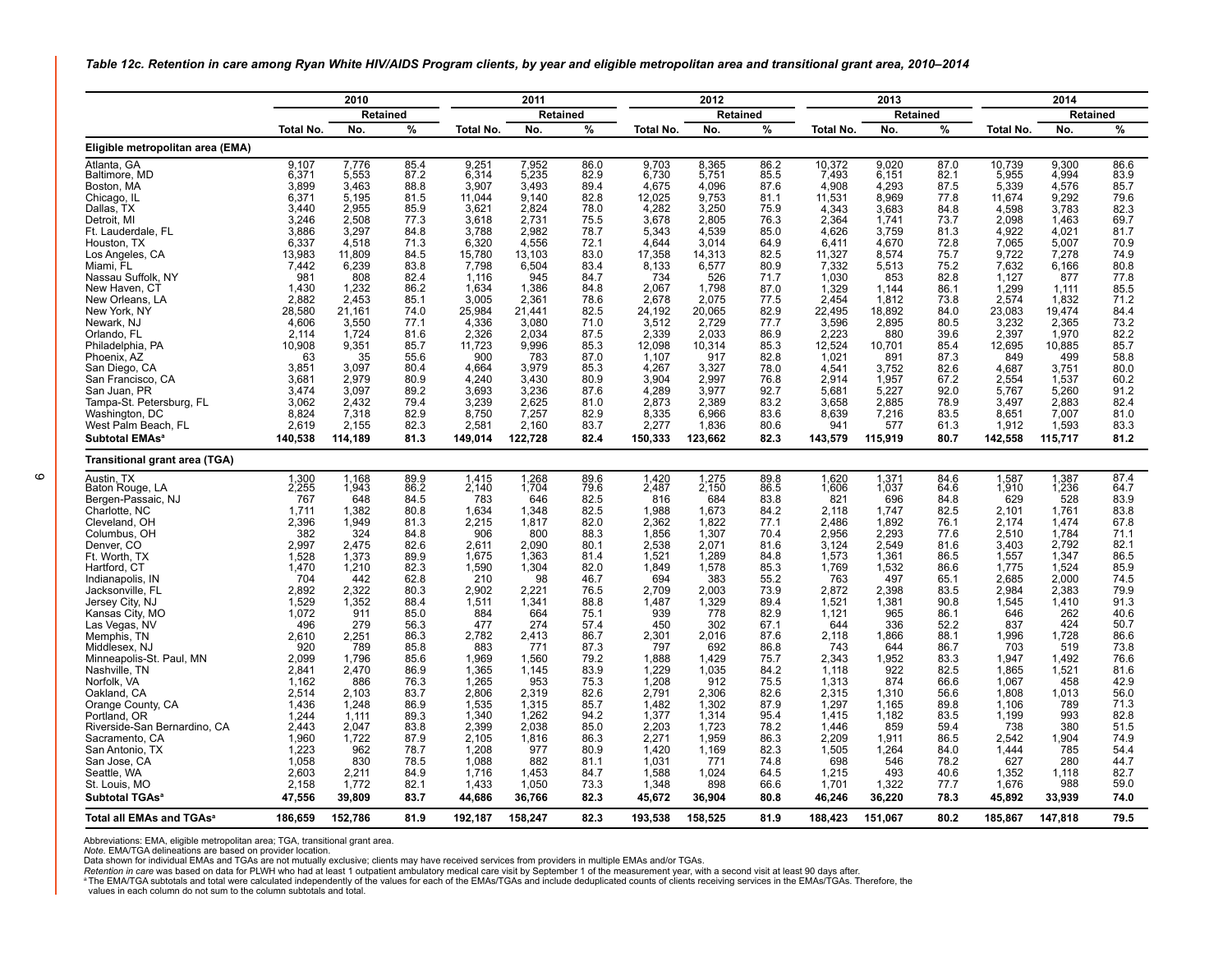*Table 12c. Retention in care among Ryan White HIV/AIDS Program clients, by year and eligible metropolitan area and transitional grant area, 2010–2014*

| | 2010 | | | 2011 | | | 2012 | | | 2013 | | | 2014 | | |
|---|---|---|---|---|---|---|---|---|---|---|---|---|---|---|---|
| | | Retained | | | Retained | | | Retained | | | Retained | | | Retained | |
| | Total No. | No. | % | Total No. | No. | % | Total No. | No. | % | Total No. | No. | % | Total No. | No. | % |
| **Eligible metropolitan area (EMA)** | | | | | | | | | | | | | | | |
| Atlanta, GA | 9,107 | 7,776 | 85.4 | 9,251 | 7,952 | 86.0 | 9,703 | 8,365 | 86.2 | 10,372 | 9,020 | 87.0 | 10,739 | 9,300 | 86.6 |
| Baltimore, MD | 6,371 | 5,553 | 87.2 | 6,314 | 5,235 | 82.9 | 6,730 | 5,751 | 85.5 | 7,493 | 6,151 | 82.1 | 5,955 | 4,994 | 83.9 |
| Boston, MA | 3,899 | 3,463 | 88.8 | 3,907 | 3,493 | 89.4 | 4,675 | 4,096 | 87.6 | 4,908 | 4,293 | 87.5 | 5,339 | 4,576 | 85.7 |
| Chicago, IL | 6,371 | 5,195 | 81.5 | 11,044 | 9,140 | 82.8 | 12,025 | 9,753 | 81.1 | 11,531 | 8,969 | 77.8 | 11,674 | 9,292 | 79.6 |
| Dallas, TX | 3,440 | 2,955 | 85.9 | 3,621 | 2,824 | 78.0 | 4,282 | 3,250 | 75.9 | 4,343 | 3,683 | 84.8 | 4,598 | 3,783 | 82.3 |
| Detroit, MI | 3,246 | 2,508 | 77.3 | 3,618 | 2,731 | 75.5 | 3,678 | 2,805 | 76.3 | 2,364 | 1,741 | 73.7 | 2,098 | 1,463 | 69.7 |
| Ft. Lauderdale, FL | 3,886 | 3,297 | 84.8 | 3,788 | 2,982 | 78.7 | 5,343 | 4,539 | 85.0 | 4,626 | 3,759 | 81.3 | 4,922 | 4,021 | 81.7 |
| Houston, TX | 6,337 | 4,518 | 71.3 | 6,320 | 4,556 | 72.1 | 4,644 | 3,014 | 64.9 | 6,411 | 4,670 | 72.8 | 7,065 | 5,007 | 70.9 |
| Los Angeles, CA | 13,983 | 11,809 | 84.5 | 15,780 | 13,103 | 83.0 | 17,358 | 14,313 | 82.5 | 11,327 | 8,574 | 75.7 | 9,722 | 7,278 | 74.9 |
| Miami, FL | 7,442 | 6,239 | 83.8 | 7,798 | 6,504 | 83.4 | 8,133 | 6,577 | 80.9 | 7,332 | 5,513 | 75.2 | 7,632 | 6,166 | 80.8 |
| Nassau Suffolk, NY | 981 | 808 | 82.4 | 1,116 | 945 | 84.7 | 734 | 526 | 71.7 | 1,030 | 853 | 82.8 | 1,127 | 877 | 77.8 |
| New Haven, CT | 1,430 | 1,232 | 86.2 | 1,634 | 1,386 | 84.8 | 2,067 | 1,798 | 87.0 | 1,329 | 1,144 | 86.1 | 1,299 | 1,111 | 85.5 |
| New Orleans, LA | 2,882 | 2,453 | 85.1 | 3,005 | 2,361 | 78.6 | 2,678 | 2,075 | 77.5 | 2,454 | 1,812 | 73.8 | 2,574 | 1,832 | 71.2 |
| New York, NY | 28,580 | 21,161 | 74.0 | 25,984 | 21,441 | 82.5 | 24,192 | 20,065 | 82.9 | 22,495 | 18,892 | 84.0 | 23,083 | 19,474 | 84.4 |
| Newark, NJ | 4,606 | 3,550 | 77.1 | 4,336 | 3,080 | 71.0 | 3,512 | 2,729 | 77.7 | 3,596 | 2,895 | 80.5 | 3,232 | 2,365 | 73.2 |
| Orlando, FL | 2,114 | 1,724 | 81.6 | 2,326 | 2,034 | 87.5 | 2,339 | 2,033 | 86.9 | 2,223 | 880 | 39.6 | 2,397 | 1,970 | 82.2 |
| Philadelphia, PA | 10,908 | 9,351 | 85.7 | 11,723 | 9,996 | 85.3 | 12,098 | 10,314 | 85.3 | 12,524 | 10,701 | 85.4 | 12,695 | 10,885 | 85.7 |
| Phoenix, AZ | 63 | 35 | 55.6 | 900 | 783 | 87.0 | 1,107 | 917 | 82.8 | 1,021 | 891 | 87.3 | 849 | 499 | 58.8 |
| San Diego, CA | 3,851 | 3,097 | 80.4 | 4,664 | 3,979 | 85.3 | 4,267 | 3,327 | 78.0 | 4,541 | 3,752 | 82.6 | 4,687 | 3,751 | 80.0 |
| San Francisco, CA | 3,681 | 2,979 | 80.9 | 4,240 | 3,430 | 80.9 | 3,904 | 2,997 | 76.8 | 2,914 | 1,957 | 67.2 | 2,554 | 1,537 | 60.2 |
| San Juan, PR | 3,474 | 3,097 | 89.2 | 3,693 | 3,236 | 87.6 | 4,289 | 3,977 | 92.7 | 5,681 | 5,227 | 92.0 | 5,767 | 5,260 | 91.2 |
| Tampa-St. Petersburg, FL | 3,062 | 2,432 | 79.4 | 3,239 | 2,625 | 81.0 | 2,873 | 2,389 | 83.2 | 3,658 | 2,885 | 78.9 | 3,497 | 2,883 | 82.4 |
| Washington, DC | 8,824 | 7,318 | 82.9 | 8,750 | 7,257 | 82.9 | 8,335 | 6,966 | 83.6 | 8,639 | 7,216 | 83.5 | 8,651 | 7,007 | 81.0 |
| West Palm Beach, FL | 2,619 | 2,155 | 82.3 | 2,581 | 2,160 | 83.7 | 2,277 | 1,836 | 80.6 | 941 | 577 | 61.3 | 1,912 | 1,593 | 83.3 |
| **Subtotal EMAs[a]** | **140,538** | **114,189** | **81.3** | **149,014** | **122,728** | **82.4** | **150,333** | **123,662** | **82.3** | **143,579** | **115,919** | **80.7** | **142,558** | **115,717** | **81.2** |
| **Transitional grant area (TGA)** | | | | | | | | | | | | | | | |
| Austin, TX | 1,300 | 1,168 | 89.9 | 1,415 | 1,268 | 89.6 | 1,420 | 1,275 | 89.8 | 1,620 | 1,371 | 84.6 | 1,587 | 1,387 | 87.4 |
| Baton Rouge, LA | 2,255 | 1,943 | 86.2 | 2,140 | 1,704 | 79.6 | 2,487 | 2,150 | 86.5 | 1,606 | 1,037 | 64.6 | 1,910 | 1,236 | 64.7 |
| Bergen-Passaic, NJ | 767 | 648 | 84.5 | 783 | 646 | 82.5 | 816 | 684 | 83.8 | 821 | 696 | 84.8 | 629 | 528 | 83.9 |
| Charlotte, NC | 1,711 | 1,382 | 80.8 | 1,634 | 1,348 | 82.5 | 1,988 | 1,673 | 84.2 | 2,118 | 1,747 | 82.5 | 2,101 | 1,761 | 83.8 |
| Cleveland, OH | 2,396 | 1,949 | 81.3 | 2,215 | 1,817 | 82.0 | 2,362 | 1,822 | 77.1 | 2,486 | 1,892 | 76.1 | 2,174 | 1,474 | 67.8 |
| Columbus, OH | 382 | 324 | 84.8 | 906 | 800 | 88.3 | 1,856 | 1,307 | 70.4 | 2,956 | 2,293 | 77.6 | 2,510 | 1,784 | 71.1 |
| Denver, CO | 2,997 | 2,475 | 82.6 | 2,611 | 2,090 | 80.1 | 2,538 | 2,071 | 81.6 | 3,124 | 2,549 | 81.6 | 3,403 | 2,792 | 82.1 |
| Ft. Worth, TX | 1,528 | 1,373 | 89.9 | 1,675 | 1,363 | 81.4 | 1,521 | 1,289 | 84.8 | 1,573 | 1,361 | 86.5 | 1,557 | 1,347 | 86.5 |
| Hartford, CT | 1,470 | 1,210 | 82.3 | 1,590 | 1,304 | 82.0 | 1,849 | 1,578 | 85.3 | 1,769 | 1,532 | 86.6 | 1,775 | 1,524 | 85.9 |
| Indianapolis, IN | 704 | 442 | 62.8 | 210 | 98 | 46.7 | 694 | 383 | 55.2 | 763 | 497 | 65.1 | 2,685 | 2,000 | 74.5 |
| Jacksonville, FL | 2,892 | 2,322 | 80.3 | 2,902 | 2,221 | 76.5 | 2,709 | 2,003 | 73.9 | 2,872 | 2,398 | 83.5 | 2,984 | 2,383 | 79.9 |
| Jersey City, NJ | 1,529 | 1,352 | 88.4 | 1,511 | 1,341 | 88.8 | 1,487 | 1,329 | 89.4 | 1,521 | 1,381 | 90.8 | 1,545 | 1,410 | 91.3 |
| Kansas City, MO | 1,072 | 911 | 85.0 | 884 | 664 | 75.1 | 939 | 778 | 82.9 | 1,121 | 965 | 86.1 | 646 | 262 | 40.6 |
| Las Vegas, NV | 496 | 279 | 56.3 | 477 | 274 | 57.4 | 450 | 302 | 67.1 | 644 | 336 | 52.2 | 837 | 424 | 50.7 |
| Memphis, TN | 2,610 | 2,251 | 86.3 | 2,782 | 2,413 | 86.7 | 2,301 | 2,016 | 87.6 | 2,118 | 1,866 | 88.1 | 1,996 | 1,728 | 86.6 |
| Middlesex, NJ | 920 | 789 | 85.8 | 883 | 771 | 87.3 | 797 | 692 | 86.8 | 743 | 644 | 86.7 | 703 | 519 | 73.8 |
| Minneapolis-St. Paul, MN | 2,099 | 1,796 | 85.6 | 1,969 | 1,560 | 79.2 | 1,888 | 1,429 | 75.7 | 2,343 | 1,952 | 83.3 | 1,947 | 1,492 | 76.6 |
| Nashville, TN | 2,841 | 2,470 | 86.9 | 1,365 | 1,145 | 83.9 | 1,229 | 1,035 | 84.2 | 1,118 | 922 | 82.5 | 1,865 | 1,521 | 81.6 |
| Norfolk, VA | 1,162 | 886 | 76.3 | 1,265 | 953 | 75.3 | 1,208 | 912 | 75.5 | 1,313 | 874 | 66.6 | 1,067 | 458 | 42.9 |
| Oakland, CA | 2,514 | 2,103 | 83.7 | 2,806 | 2,319 | 82.6 | 2,791 | 2,306 | 82.6 | 2,315 | 1,310 | 56.6 | 1,808 | 1,013 | 56.0 |
| Orange County, CA | 1,436 | 1,248 | 86.9 | 1,535 | 1,315 | 85.7 | 1,482 | 1,302 | 87.9 | 1,297 | 1,165 | 89.8 | 1,106 | 789 | 71.3 |
| Portland, OR | 1,244 | 1,111 | 89.3 | 1,340 | 1,262 | 94.2 | 1,377 | 1,314 | 95.4 | 1,415 | 1,182 | 83.5 | 1,199 | 993 | 82.8 |
| Riverside-San Bernardino, CA | 2,443 | 2,047 | 83.8 | 2,399 | 2,038 | 85.0 | 2,203 | 1,723 | 78.2 | 1,446 | 859 | 59.4 | 738 | 380 | 51.5 |
| Sacramento, CA | 1,960 | 1,722 | 87.9 | 2,105 | 1,816 | 86.3 | 2,271 | 1,959 | 86.3 | 2,209 | 1,911 | 86.5 | 2,542 | 1,904 | 74.9 |
| San Antonio, TX | 1,223 | 962 | 78.7 | 1,208 | 977 | 80.9 | 1,420 | 1,169 | 82.3 | 1,505 | 1,264 | 84.0 | 1,444 | 785 | 54.4 |
| San Jose, CA | 1,058 | 830 | 78.5 | 1,088 | 882 | 81.1 | 1,031 | 771 | 74.8 | 698 | 546 | 78.2 | 627 | 280 | 44.7 |
| Seattle, WA | 2,603 | 2,211 | 84.9 | 1,716 | 1,453 | 84.7 | 1,588 | 1,024 | 64.5 | 1,215 | 493 | 40.6 | 1,352 | 1,118 | 82.7 |
| St. Louis, MO | 2,158 | 1,772 | 82.1 | 1,433 | 1,050 | 73.3 | 1,348 | 898 | 66.6 | 1,701 | 1,322 | 77.7 | 1,676 | 988 | 59.0 |
| **Subtotal TGAs[a]** | **47,556** | **39,809** | **83.7** | **44,686** | **36,766** | **82.3** | **45,672** | **36,904** | **80.8** | **46,246** | **36,220** | **78.3** | **45,892** | **33,939** | **74.0** |
| **Total all EMAs and TGAs[a]** | **186,659** | **152,786** | **81.9** | **192,187** | **158,247** | **82.3** | **193,538** | **158,525** | **81.9** | **188,423** | **151,067** | **80.2** | **185,867** | **147,818** | **79.5** |

Abbreviations: EMA, eligible metropolitan area; TGA, transitional grant area.
*Note.* EMA/TGA delineations are based on provider location.
Data shown for individual EMAs and TGAs are not mutually exclusive; clients may have received services from providers in multiple EMAs and/or TGAs.
*Retention in care* was based on data for PLWH who had at least 1 outpatient ambulatory medical care visit by September 1 of the measurement year, with a second visit at least 90 days after.
[a] The EMA/TGA subtotals and total were calculated independently of the values for each of the EMAs/TGAs and include deduplicated counts of clients receiving services in the EMAs/TGAs. Therefore, the values in each column do not sum to the column subtotals and total.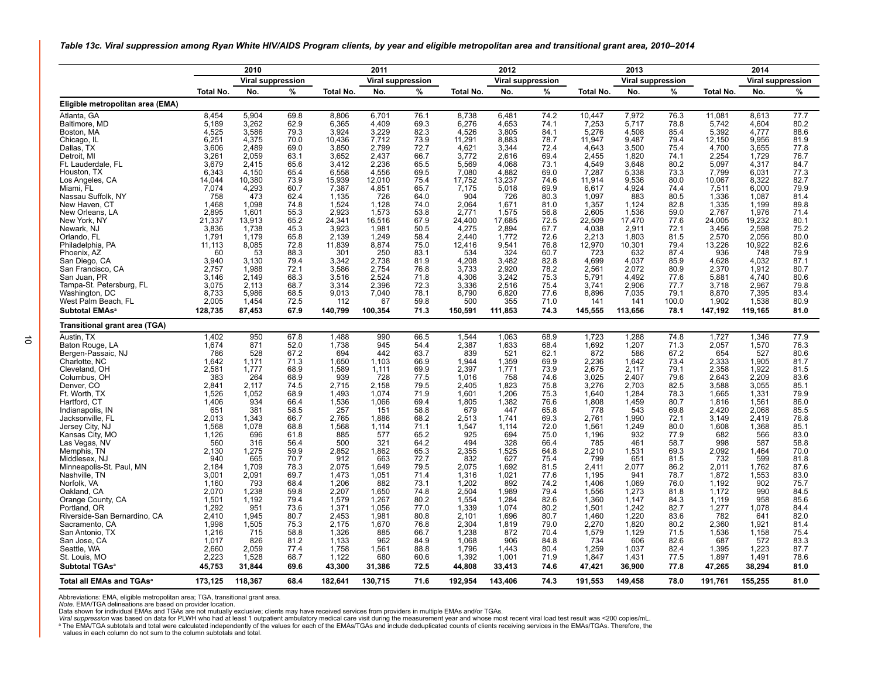*Table 13c. Viral suppression among Ryan White HIV/AIDS Program clients, by year and eligible metropolitan area and transitional grant area, 2010–2014*

| | 2010 | | | 2011 | | | 2012 | | | 2013 | | | 2014 | | |
|---|---|---|---|---|---|---|---|---|---|---|---|---|---|---|---|
| | | Viral suppression | | | Viral suppression | | | Viral suppression | | | Viral suppression | | | Viral suppression | |
| | Total No. | No. | % | Total No. | No. | % | Total No. | No. | % | Total No. | No. | % | Total No. | No. | % |
| **Eligible metropolitan area (EMA)** | | | | | | | | | | | | | | | |
| Atlanta, GA | 8,454 | 5,904 | 69.8 | 8,806 | 6,701 | 76.1 | 8,738 | 6,481 | 74.2 | 10,447 | 7,972 | 76.3 | 11,081 | 8,613 | 77.7 |
| Baltimore, MD | 5,189 | 3,262 | 62.9 | 6,365 | 4,409 | 69.3 | 6,276 | 4,653 | 74.1 | 7,253 | 5,717 | 78.8 | 5,742 | 4,604 | 80.2 |
| Boston, MA | 4,525 | 3,586 | 79.3 | 3,924 | 3,229 | 82.3 | 4,526 | 3,805 | 84.1 | 5,276 | 4,508 | 85.4 | 5,392 | 4,777 | 88.6 |
| Chicago, IL | 6,251 | 4,375 | 70.0 | 10,436 | 7,712 | 73.9 | 11,291 | 8,883 | 78.7 | 11,947 | 9,487 | 79.4 | 12,150 | 9,956 | 81.9 |
| Dallas, TX | 3,606 | 2,489 | 69.0 | 3,850 | 2,799 | 72.7 | 4,621 | 3,344 | 72.4 | 4,643 | 3,500 | 75.4 | 4,700 | 3,655 | 77.8 |
| Detroit, MI | 3,261 | 2,059 | 63.1 | 3,652 | 2,437 | 66.7 | 3,772 | 2,616 | 69.4 | 2,455 | 1,820 | 74.1 | 2,254 | 1,729 | 76.7 |
| Ft. Lauderdale, FL | 3,679 | 2,415 | 65.6 | 3,412 | 2,236 | 65.5 | 5,569 | 4,068 | 73.1 | 4,549 | 3,648 | 80.2 | 5,097 | 4,317 | 84.7 |
| Houston, TX | 6,343 | 4,150 | 65.4 | 6,558 | 4,556 | 69.5 | 7,080 | 4,882 | 69.0 | 7,287 | 5,338 | 73.3 | 7,799 | 6,031 | 77.3 |
| Los Angeles, CA | 14,044 | 10,380 | 73.9 | 15,939 | 12,010 | 75.4 | 17,752 | 13,237 | 74.6 | 11,914 | 9,536 | 80.0 | 10,067 | 8,322 | 82.7 |
| Miami, FL | 7,074 | 4,293 | 60.7 | 7,387 | 4,851 | 65.7 | 7,175 | 5,018 | 69.9 | 6,617 | 4,924 | 74.4 | 7,511 | 6,000 | 79.9 |
| Nassau Suffolk, NY | 758 | 473 | 62.4 | 1,135 | 726 | 64.0 | 904 | 726 | 80.3 | 1,097 | 883 | 80.5 | 1,336 | 1,087 | 81.4 |
| New Haven, CT | 1,468 | 1,098 | 74.8 | 1,524 | 1,128 | 74.0 | 2,064 | 1,671 | 81.0 | 1,357 | 1,124 | 82.8 | 1,335 | 1,199 | 89.8 |
| New Orleans, LA | 2,895 | 1,601 | 55.3 | 2,923 | 1,573 | 53.8 | 2,771 | 1,575 | 56.8 | 2,605 | 1,536 | 59.0 | 2,767 | 1,976 | 71.4 |
| New York, NY | 21,337 | 13,913 | 65.2 | 24,341 | 16,516 | 67.9 | 24,400 | 17,685 | 72.5 | 22,509 | 17,470 | 77.6 | 24,005 | 19,232 | 80.1 |
| Newark, NJ | 3,836 | 1,738 | 45.3 | 3,923 | 1,981 | 50.5 | 4,275 | 2,894 | 67.7 | 4,038 | 2,911 | 72.1 | 3,456 | 2,598 | 75.2 |
| Orlando, FL | 1,791 | 1,179 | 65.8 | 2,139 | 1,249 | 58.4 | 2,440 | 1,772 | 72.6 | 2,213 | 1,803 | 81.5 | 2,570 | 2,056 | 80.0 |
| Philadelphia, PA | 11,113 | 8,085 | 72.8 | 11,839 | 8,874 | 75.0 | 12,416 | 9,541 | 76.8 | 12,970 | 10,301 | 79.4 | 13,226 | 10,922 | 82.6 |
| Phoenix, AZ | 60 | 53 | 88.3 | 301 | 250 | 83.1 | 534 | 324 | 60.7 | 723 | 632 | 87.4 | 936 | 748 | 79.9 |
| San Diego, CA | 3,940 | 3,130 | 79.4 | 3,342 | 2,738 | 81.9 | 4,208 | 3,482 | 82.8 | 4,699 | 4,037 | 85.9 | 4,628 | 4,032 | 87.1 |
| San Francisco, CA | 2,757 | 1,988 | 72.1 | 3,586 | 2,754 | 76.8 | 3,733 | 2,920 | 78.2 | 2,561 | 2,072 | 80.9 | 2,370 | 1,912 | 80.7 |
| San Juan, PR | 3,146 | 2,149 | 68.3 | 3,516 | 2,524 | 71.8 | 4,306 | 3,242 | 75.3 | 5,791 | 4,492 | 77.6 | 5,881 | 4,740 | 80.6 |
| Tampa-St. Petersburg, FL | 3,075 | 2,113 | 68.7 | 3,314 | 2,396 | 72.3 | 3,336 | 2,516 | 75.4 | 3,741 | 2,906 | 77.7 | 3,718 | 2,967 | 79.8 |
| Washington, DC | 8,733 | 5,986 | 68.5 | 9,013 | 7,040 | 78.1 | 8,790 | 6,820 | 77.6 | 8,896 | 7,035 | 79.1 | 8,870 | 7,395 | 83.4 |
| West Palm Beach, FL | 2,005 | 1,454 | 72.5 | 112 | 67 | 59.8 | 500 | 355 | 71.0 | 141 | 141 | 100.0 | 1,902 | 1,538 | 80.9 |
| **Subtotal EMAs[a]** | **128,735** | **87,453** | **67.9** | **140,799** | **100,354** | **71.3** | **150,591** | **111,853** | **74.3** | **145,555** | **113,656** | **78.1** | **147,192** | **119,165** | **81.0** |
| **Transitional grant area (TGA)** | | | | | | | | | | | | | | | |
| Austin, TX | 1,402 | 950 | 67.8 | 1,488 | 990 | 66.5 | 1,544 | 1,063 | 68.9 | 1,723 | 1,288 | 74.8 | 1,727 | 1,346 | 77.9 |
| Baton Rouge, LA | 1,674 | 871 | 52.0 | 1,738 | 945 | 54.4 | 2,387 | 1,633 | 68.4 | 1,692 | 1,207 | 71.3 | 2,057 | 1,570 | 76.3 |
| Bergen-Passaic, NJ | 786 | 528 | 67.2 | 694 | 442 | 63.7 | 839 | 521 | 62.1 | 872 | 586 | 67.2 | 654 | 527 | 80.6 |
| Charlotte, NC | 1,642 | 1,171 | 71.3 | 1,650 | 1,103 | 66.9 | 1,944 | 1,359 | 69.9 | 2,236 | 1,642 | 73.4 | 2,333 | 1,905 | 81.7 |
| Cleveland, OH | 2,581 | 1,777 | 68.9 | 1,589 | 1,111 | 69.9 | 2,397 | 1,771 | 73.9 | 2,675 | 2,117 | 79.1 | 2,358 | 1,922 | 81.5 |
| Columbus, OH | 383 | 264 | 68.9 | 939 | 728 | 77.5 | 1,016 | 758 | 74.6 | 3,025 | 2,407 | 79.6 | 2,643 | 2,209 | 83.6 |
| Denver, CO | 2,841 | 2,117 | 74.5 | 2,715 | 2,158 | 79.5 | 2,405 | 1,823 | 75.8 | 3,276 | 2,703 | 82.5 | 3,588 | 3,055 | 85.1 |
| Ft. Worth, TX | 1,526 | 1,052 | 68.9 | 1,493 | 1,074 | 71.9 | 1,601 | 1,206 | 75.3 | 1,640 | 1,284 | 78.3 | 1,665 | 1,331 | 79.9 |
| Hartford, CT | 1,406 | 934 | 66.4 | 1,536 | 1,066 | 69.4 | 1,805 | 1,382 | 76.6 | 1,808 | 1,459 | 80.7 | 1,816 | 1,561 | 86.0 |
| Indianapolis, IN | 651 | 381 | 58.5 | 257 | 151 | 58.8 | 679 | 447 | 65.8 | 778 | 543 | 69.8 | 2,420 | 2,068 | 85.5 |
| Jacksonville, FL | 2,013 | 1,343 | 66.7 | 2,765 | 1,886 | 68.2 | 2,513 | 1,741 | 69.3 | 2,761 | 1,990 | 72.1 | 3,149 | 2,419 | 76.8 |
| Jersey City, NJ | 1,568 | 1,078 | 68.8 | 1,568 | 1,114 | 71.1 | 1,547 | 1,114 | 72.0 | 1,561 | 1,249 | 80.0 | 1,608 | 1,368 | 85.1 |
| Kansas City, MO | 1,126 | 696 | 61.8 | 885 | 577 | 65.2 | 925 | 694 | 75.0 | 1,196 | 932 | 77.9 | 682 | 566 | 83.0 |
| Las Vegas, NV | 560 | 316 | 56.4 | 500 | 321 | 64.2 | 494 | 328 | 66.4 | 785 | 461 | 58.7 | 998 | 587 | 58.8 |
| Memphis, TN | 2,130 | 1,275 | 59.9 | 2,852 | 1,862 | 65.3 | 2,355 | 1,525 | 64.8 | 2,210 | 1,531 | 69.3 | 2,092 | 1,464 | 70.0 |
| Middlesex, NJ | 940 | 665 | 70.7 | 912 | 663 | 72.7 | 832 | 627 | 75.4 | 799 | 651 | 81.5 | 732 | 599 | 81.8 |
| Minneapolis-St. Paul, MN | 2,184 | 1,709 | 78.3 | 2,075 | 1,649 | 79.5 | 2,075 | 1,692 | 81.5 | 2,411 | 2,077 | 86.2 | 2,011 | 1,762 | 87.6 |
| Nashville, TN | 3,001 | 2,091 | 69.7 | 1,473 | 1,051 | 71.4 | 1,316 | 1,021 | 77.6 | 1,195 | 941 | 78.7 | 1,872 | 1,553 | 83.0 |
| Norfolk, VA | 1,160 | 793 | 68.4 | 1,206 | 882 | 73.1 | 1,202 | 892 | 74.2 | 1,406 | 1,069 | 76.0 | 1,192 | 902 | 75.7 |
| Oakland, CA | 2,070 | 1,238 | 59.8 | 2,207 | 1,650 | 74.8 | 2,504 | 1,989 | 79.4 | 1,556 | 1,273 | 81.8 | 1,172 | 990 | 84.5 |
| Orange County, CA | 1,501 | 1,192 | 79.4 | 1,579 | 1,267 | 80.2 | 1,554 | 1,284 | 82.6 | 1,360 | 1,147 | 84.3 | 1,119 | 958 | 85.6 |
| Portland, OR | 1,292 | 951 | 73.6 | 1,371 | 1,056 | 77.0 | 1,339 | 1,074 | 80.2 | 1,501 | 1,242 | 82.7 | 1,277 | 1,078 | 84.4 |
| Riverside-San Bernardino, CA | 2,410 | 1,945 | 80.7 | 2,453 | 1,981 | 80.8 | 2,101 | 1,696 | 80.7 | 1,460 | 1,220 | 83.6 | 782 | 641 | 82.0 |
| Sacramento, CA | 1,998 | 1,505 | 75.3 | 2,175 | 1,670 | 76.8 | 2,304 | 1,819 | 79.0 | 2,270 | 1,820 | 80.2 | 2,360 | 1,921 | 81.4 |
| San Antonio, TX | 1,216 | 715 | 58.8 | 1,326 | 885 | 66.7 | 1,238 | 872 | 70.4 | 1,579 | 1,129 | 71.5 | 1,536 | 1,158 | 75.4 |
| San Jose, CA | 1,017 | 826 | 81.2 | 1,133 | 962 | 84.9 | 1,068 | 906 | 84.8 | 734 | 606 | 82.6 | 687 | 572 | 83.3 |
| Seattle, WA | 2,660 | 2,059 | 77.4 | 1,758 | 1,561 | 88.8 | 1,796 | 1,443 | 80.4 | 1,259 | 1,037 | 82.4 | 1,395 | 1,223 | 87.7 |
| St. Louis, MO | 2,223 | 1,528 | 68.7 | 1,122 | 680 | 60.6 | 1,392 | 1,001 | 71.9 | 1,847 | 1,431 | 77.5 | 1,897 | 1,491 | 78.6 |
| **Subtotal TGAs[a]** | **45,753** | **31,844** | **69.6** | **43,300** | **31,386** | **72.5** | **44,808** | **33,413** | **74.6** | **47,421** | **36,900** | **77.8** | **47,265** | **38,294** | **81.0** |
| **Total all EMAs and TGAs[a]** | **173,125** | **118,367** | **68.4** | **182,641** | **130,715** | **71.6** | **192,954** | **143,406** | **74.3** | **191,553** | **149,458** | **78.0** | **191,761** | **155,255** | **81.0** |

Abbreviations: EMA, eligible metropolitan area; TGA, transitional grant area.
*Note*. EMA/TGA delineations are based on provider location.
Data shown for individual EMAs and TGAs are not mutually exclusive; clients may have received services from providers in multiple EMAs and/or TGAs.
*Viral suppression* was based on data for PLWH who had at least 1 outpatient ambulatory medical care visit during the measurement year and whose most recent viral load test result was <200 copies/mL.
[a] The EMA/TGA subtotals and total were calculated independently of the values for each of the EMAs/TGAs and include deduplicated counts of clients receiving services in the EMAs/TGAs. Therefore, the values in each column do not sum to the column subtotals and total.